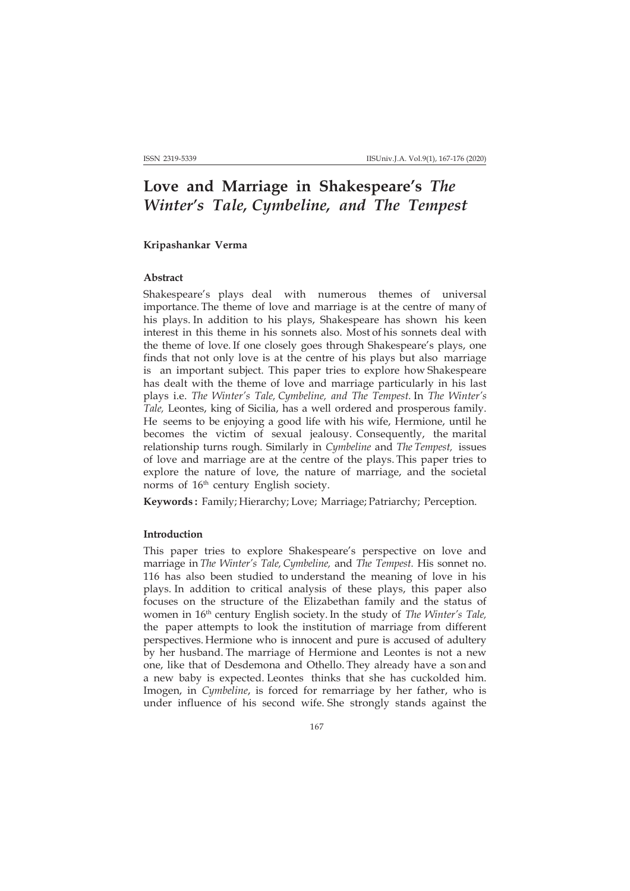# Love and Marriage in Shakespeare's *The Winter's Tale, Cymbeline, and The Tempest*

**Kripashankar Verma**

### Abstract

Shakespeare's plays deal with numerous themes of universal importance. The theme of love and marriage is at the centre of many of his plays. In addition to his plays, Shakespeare has shown his keen interest in this theme in his sonnets also. Most of his sonnets deal with the theme of love. If one closely goes through Shakespeare's plays, one finds that not only love is at the centre of his plays but also marriage is an important subject. This paper tries to explore how Shakespeare has dealt with the theme of love and marriage particularly in his last plays i.e. *The Winter's Tale, Cymbeline, and The Tempest.* In *The Winter's Tale,* Leontes, king of Sicilia, has a well ordered and prosperous family. He seems to be enjoying a good life with his wife, Hermione, until he becomes the victim of sexual jealousy. Consequently, the marital relationship turns rough. Similarly in *Cymbeline* and *The Tempest,* issues of love and marriage are at the centre of the plays. This paper tries to explore the nature of love, the nature of marriage, and the societal norms of 16th century English society.

**Keywords :** Family; Hierarchy; Love; Marriage; Patriarchy; Perception.

### Introduction

This paper tries to explore Shakespeare's perspective on love and marriage in *The Winter's Tale, Cymbeline,* and *The Tempest.* His sonnet no. 116 has also been studied to understand the meaning of love in his plays. In addition to critical analysis of these plays, this paper also focuses on the structure of the Elizabethan family and the status of women in 16th century English society. In the study of *The Winter's Tale,* the paper attempts to look the institution of marriage from different perspectives. Hermione who is innocent and pure is accused of adultery by her husband. The marriage of Hermione and Leontes is not a new one, like that of Desdemona and Othello. They already have a son and a new baby is expected. Leontes thinks that she has cuckolded him. Imogen, in *Cymbeline*, is forced for remarriage by her father, who is under influence of his second wife. She strongly stands against the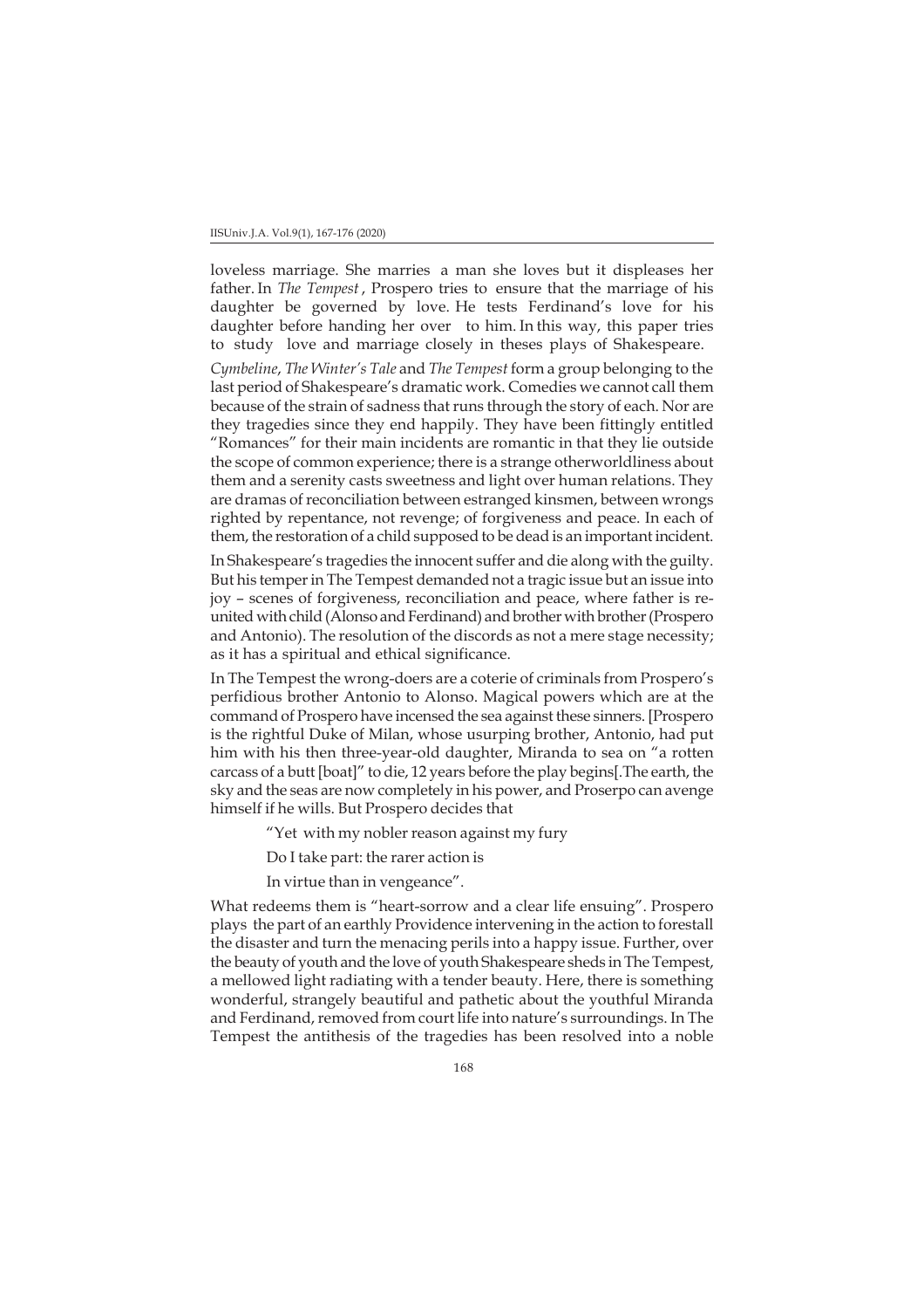loveless marriage. She marries a man she loves but it displeases her father. In *The Tempest* , Prospero tries to ensure that the marriage of his daughter be governed by love. He tests Ferdinand's love for his daughter before handing her over to him. In this way, this paper tries to study love and marriage closely in theses plays of Shakespeare.

*Cymbeline*, *The Winter's Tale* and *The Tempest* form a group belonging to the last period of Shakespeare's dramatic work. Comedies we cannot call them because of the strain of sadness that runs through the story of each. Nor are they tragedies since they end happily. They have been fittingly entitled "Romances" for their main incidents are romantic in that they lie outside the scope of common experience; there is a strange otherworldliness about them and a serenity casts sweetness and light over human relations. They are dramas of reconciliation between estranged kinsmen, between wrongs righted by repentance, not revenge; of forgiveness and peace. In each of them, the restoration of a child supposed to be dead is an important incident.

In Shakespeare's tragedies the innocent suffer and die along with the guilty. But his temper in The Tempest demanded not a tragic issue but an issue into joy – scenes of forgiveness, reconciliation and peace, where father is re-united with child (Alonso and Ferdinand) and brother with brother (Prospero and Antonio). The resolution of the discords as not a mere stage necessity; as it has a spiritual and ethical significance.

In The Tempest the wrong-doers are a coterie of criminals from Prospero's perfidious brother Antonio to Alonso. Magical powers which are at the command of Prospero have incensed the sea against these sinners. [Prospero is the rightful Duke of Milan, whose usurping brother, Antonio, had put him with his then three-year-old daughter, Miranda to sea on "a rotten carcass of a butt [boat]" to die, 12 years before the play begins[.The earth, the sky and the seas are now completely in his power, and Proserpo can avenge himself if he wills. But Prospero decides that

> "Yet with my nobler reason against my fury
>
> Do I take part: the rarer action is
>
> In virtue than in vengeance".

What redeems them is "heart-sorrow and a clear life ensuing". Prospero plays the part of an earthly Providence intervening in the action to forestall the disaster and turn the menacing perils into a happy issue. Further, over the beauty of youth and the love of youth Shakespeare sheds in The Tempest, a mellowed light radiating with a tender beauty. Here, there is something wonderful, strangely beautiful and pathetic about the youthful Miranda and Ferdinand, removed from court life into nature's surroundings. In The Tempest the antithesis of the tragedies has been resolved into a noble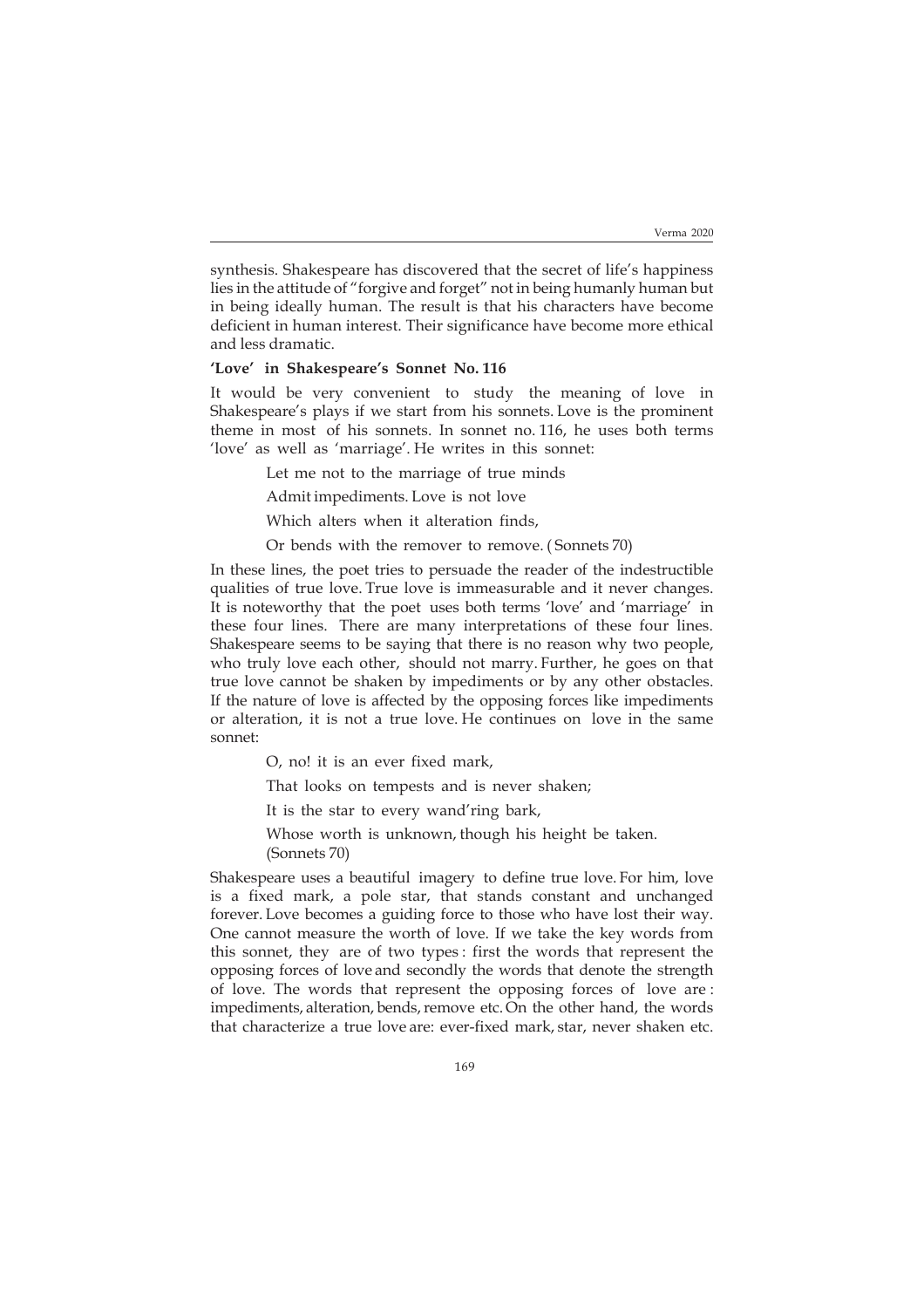synthesis. Shakespeare has discovered that the secret of life's happiness lies in the attitude of "forgive and forget" not in being humanly human but in being ideally human. The result is that his characters have become deficient in human interest. Their significance have become more ethical and less dramatic.

### 'Love' in Shakespeare's Sonnet No. 116

It would be very convenient to study the meaning of love in Shakespeare's plays if we start from his sonnets. Love is the prominent theme in most of his sonnets. In sonnet no. 116, he uses both terms 'love' as well as 'marriage'. He writes in this sonnet:

> Let me not to the marriage of true minds
>
> Admit impediments. Love is not love
>
> Which alters when it alteration finds,
>
> Or bends with the remover to remove. (Sonnets 70)

In these lines, the poet tries to persuade the reader of the indestructible qualities of true love. True love is immeasurable and it never changes. It is noteworthy that the poet uses both terms 'love' and 'marriage' in these four lines. There are many interpretations of these four lines. Shakespeare seems to be saying that there is no reason why two people, who truly love each other, should not marry. Further, he goes on that true love cannot be shaken by impediments or by any other obstacles. If the nature of love is affected by the opposing forces like impediments or alteration, it is not a true love. He continues on love in the same sonnet:

> O, no! it is an ever fixed mark,
>
> That looks on tempests and is never shaken;
>
> It is the star to every wand'ring bark,
>
> Whose worth is unknown, though his height be taken.
> (Sonnets 70)

Shakespeare uses a beautiful imagery to define true love. For him, love is a fixed mark, a pole star, that stands constant and unchanged forever. Love becomes a guiding force to those who have lost their way. One cannot measure the worth of love. If we take the key words from this sonnet, they are of two types : first the words that represent the opposing forces of love and secondly the words that denote the strength of love. The words that represent the opposing forces of love are : impediments, alteration, bends, remove etc. On the other hand, the words that characterize a true love are: ever-fixed mark, star, never shaken etc.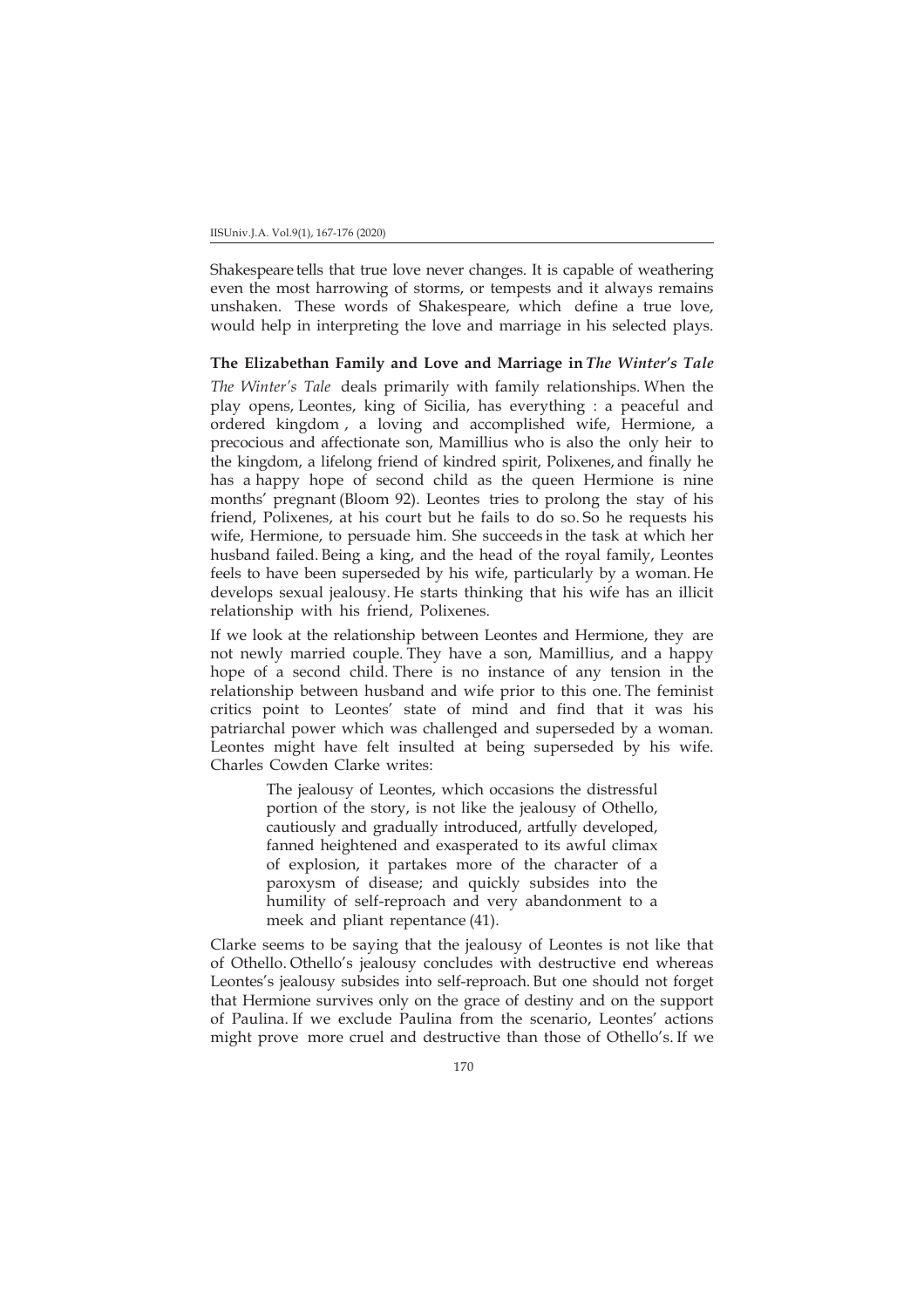Shakespeare tells that true love never changes. It is capable of weathering even the most harrowing of storms, or tempests and it always remains unshaken. These words of Shakespeare, which define a true love, would help in interpreting the love and marriage in his selected plays.

### The Elizabethan Family and Love and Marriage in *The Winter's Tale*

*The Winter's Tale* deals primarily with family relationships. When the play opens, Leontes, king of Sicilia, has everything : a peaceful and ordered kingdom , a loving and accomplished wife, Hermione, a precocious and affectionate son, Mamillius who is also the only heir to the kingdom, a lifelong friend of kindred spirit, Polixenes, and finally he has a happy hope of second child as the queen Hermione is nine months' pregnant (Bloom 92). Leontes tries to prolong the stay of his friend, Polixenes, at his court but he fails to do so. So he requests his wife, Hermione, to persuade him. She succeeds in the task at which her husband failed. Being a king, and the head of the royal family, Leontes feels to have been superseded by his wife, particularly by a woman. He develops sexual jealousy. He starts thinking that his wife has an illicit relationship with his friend, Polixenes.

If we look at the relationship between Leontes and Hermione, they are not newly married couple. They have a son, Mamillius, and a happy hope of a second child. There is no instance of any tension in the relationship between husband and wife prior to this one. The feminist critics point to Leontes' state of mind and find that it was his patriarchal power which was challenged and superseded by a woman. Leontes might have felt insulted at being superseded by his wife. Charles Cowden Clarke writes:

> The jealousy of Leontes, which occasions the distressful portion of the story, is not like the jealousy of Othello, cautiously and gradually introduced, artfully developed, fanned heightened and exasperated to its awful climax of explosion, it partakes more of the character of a paroxysm of disease; and quickly subsides into the humility of self-reproach and very abandonment to a meek and pliant repentance (41).

Clarke seems to be saying that the jealousy of Leontes is not like that of Othello. Othello's jealousy concludes with destructive end whereas Leontes's jealousy subsides into self-reproach. But one should not forget that Hermione survives only on the grace of destiny and on the support of Paulina. If we exclude Paulina from the scenario, Leontes' actions might prove more cruel and destructive than those of Othello's. If we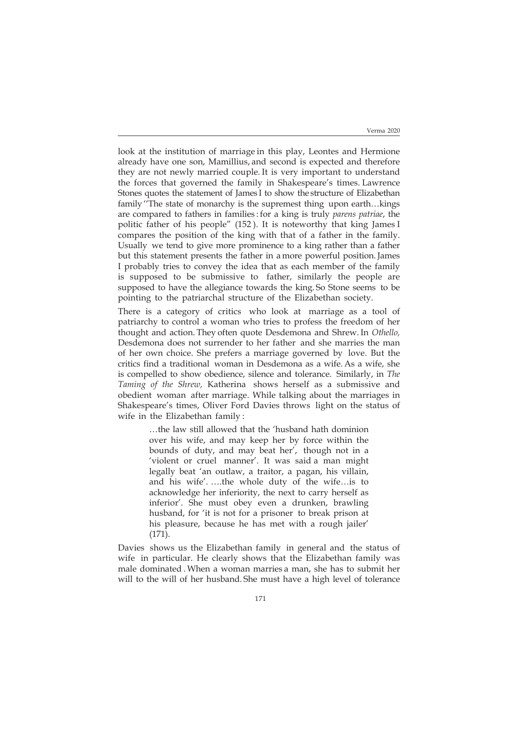look at the institution of marriage in this play, Leontes and Hermione already have one son, Mamillius, and second is expected and therefore they are not newly married couple. It is very important to understand the forces that governed the family in Shakespeare's times. Lawrence Stones quotes the statement of James I to show the structure of Elizabethan family ''The state of monarchy is the supremest thing upon earth…kings are compared to fathers in families : for a king is truly *parens patriae*, the politic father of his people" (152 ). It is noteworthy that king James I compares the position of the king with that of a father in the family. Usually we tend to give more prominence to a king rather than a father but this statement presents the father in a more powerful position. James I probably tries to convey the idea that as each member of the family is supposed to be submissive to father, similarly the people are supposed to have the allegiance towards the king. So Stone seems to be pointing to the patriarchal structure of the Elizabethan society.

There is a category of critics who look at marriage as a tool of patriarchy to control a woman who tries to profess the freedom of her thought and action. They often quote Desdemona and Shrew. In *Othello,* Desdemona does not surrender to her father and she marries the man of her own choice. She prefers a marriage governed by love. But the critics find a traditional woman in Desdemona as a wife. As a wife, she is compelled to show obedience, silence and tolerance. Similarly, in *The Taming of the Shrew,* Katherina shows herself as a submissive and obedient woman after marriage. While talking about the marriages in Shakespeare's times, Oliver Ford Davies throws light on the status of wife in the Elizabethan family :

> …the law still allowed that the 'husband hath dominion over his wife, and may keep her by force within the bounds of duty, and may beat her', though not in a 'violent or cruel manner'. It was said a man might legally beat 'an outlaw, a traitor, a pagan, his villain, and his wife'. ….the whole duty of the wife…is to acknowledge her inferiority, the next to carry herself as inferior'. She must obey even a drunken, brawling husband, for 'it is not for a prisoner to break prison at his pleasure, because he has met with a rough jailer' (171).

Davies shows us the Elizabethan family in general and the status of wife in particular. He clearly shows that the Elizabethan family was male dominated . When a woman marries a man, she has to submit her will to the will of her husband. She must have a high level of tolerance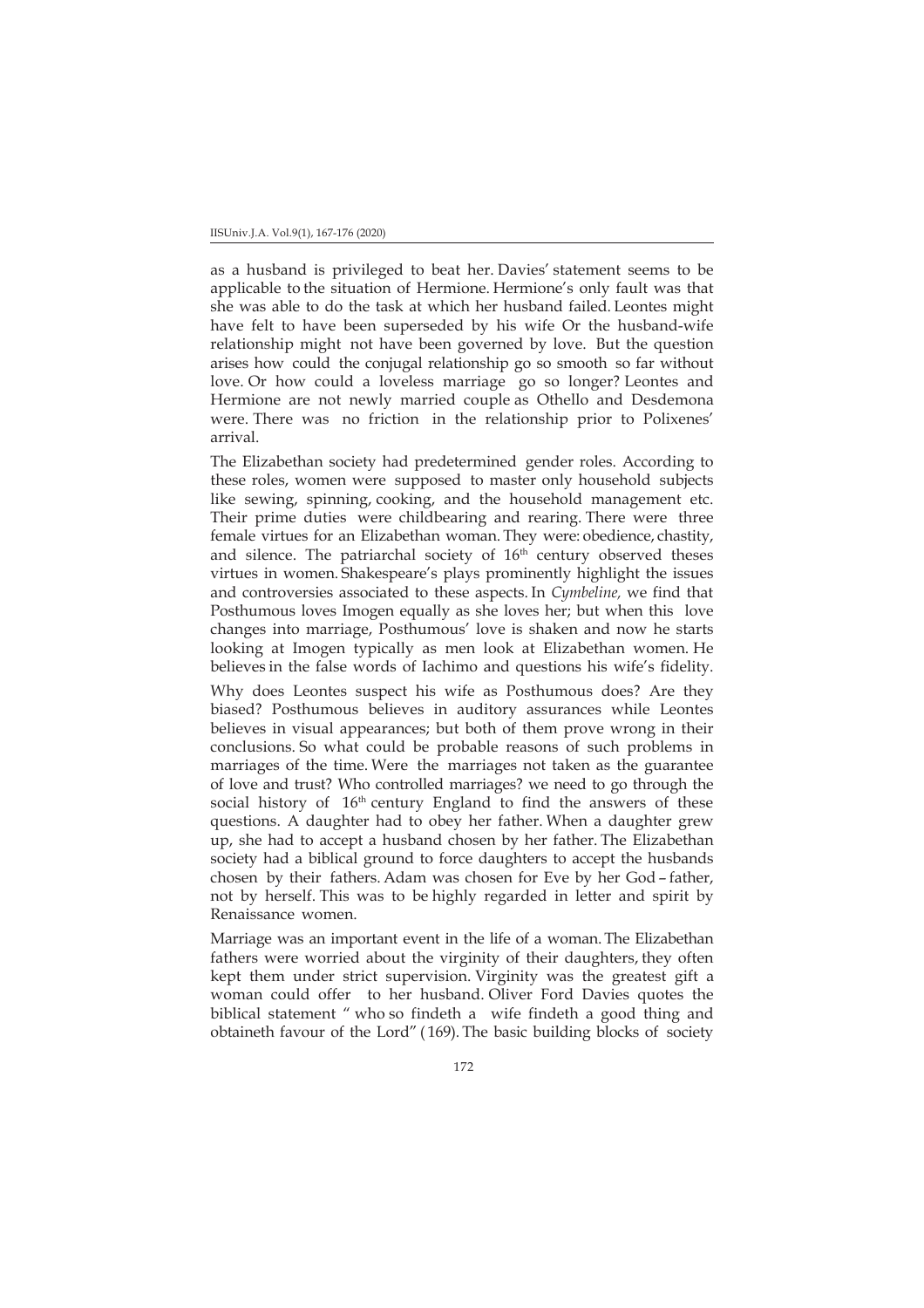as a husband is privileged to beat her. Davies' statement seems to be applicable to the situation of Hermione. Hermione's only fault was that she was able to do the task at which her husband failed. Leontes might have felt to have been superseded by his wife Or the husband-wife relationship might not have been governed by love. But the question arises how could the conjugal relationship go so smooth so far without love. Or how could a loveless marriage go so longer? Leontes and Hermione are not newly married couple as Othello and Desdemona were. There was no friction in the relationship prior to Polixenes' arrival.

The Elizabethan society had predetermined gender roles. According to these roles, women were supposed to master only household subjects like sewing, spinning, cooking, and the household management etc. Their prime duties were childbearing and rearing. There were three female virtues for an Elizabethan woman. They were: obedience, chastity, and silence. The patriarchal society of 16th century observed theses virtues in women. Shakespeare's plays prominently highlight the issues and controversies associated to these aspects. In *Cymbeline,* we find that Posthumous loves Imogen equally as she loves her; but when this love changes into marriage, Posthumous' love is shaken and now he starts looking at Imogen typically as men look at Elizabethan women. He believes in the false words of Iachimo and questions his wife's fidelity.

Why does Leontes suspect his wife as Posthumous does? Are they biased? Posthumous believes in auditory assurances while Leontes believes in visual appearances; but both of them prove wrong in their conclusions. So what could be probable reasons of such problems in marriages of the time. Were the marriages not taken as the guarantee of love and trust? Who controlled marriages? we need to go through the social history of 16th century England to find the answers of these questions. A daughter had to obey her father. When a daughter grew up, she had to accept a husband chosen by her father. The Elizabethan society had a biblical ground to force daughters to accept the husbands chosen by their fathers. Adam was chosen for Eve by her God – father, not by herself. This was to be highly regarded in letter and spirit by Renaissance women.

Marriage was an important event in the life of a woman. The Elizabethan fathers were worried about the virginity of their daughters, they often kept them under strict supervision. Virginity was the greatest gift a woman could offer to her husband. Oliver Ford Davies quotes the biblical statement " who so findeth a wife findeth a good thing and obtaineth favour of the Lord" (169). The basic building blocks of society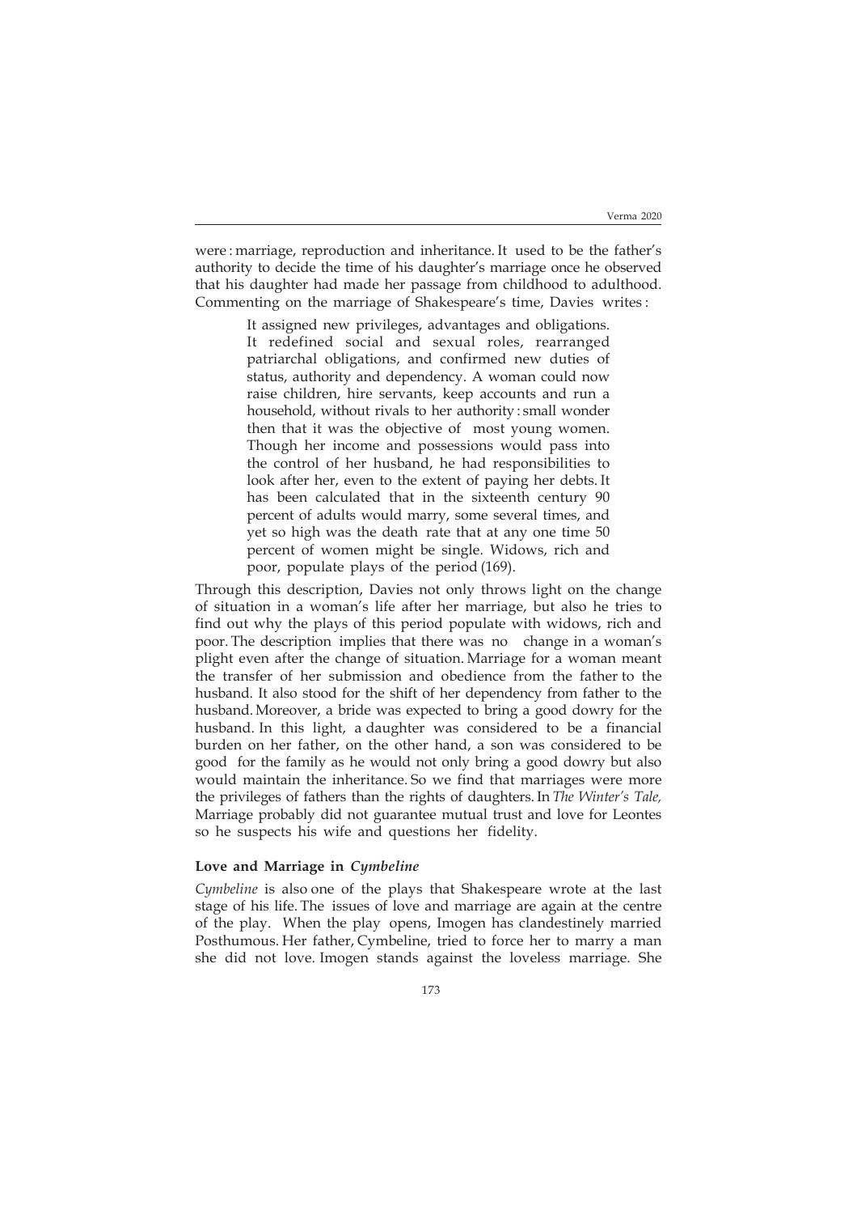were : marriage, reproduction and inheritance. It used to be the father's authority to decide the time of his daughter's marriage once he observed that his daughter had made her passage from childhood to adulthood. Commenting on the marriage of Shakespeare's time, Davies writes :

> It assigned new privileges, advantages and obligations. It redefined social and sexual roles, rearranged patriarchal obligations, and confirmed new duties of status, authority and dependency. A woman could now raise children, hire servants, keep accounts and run a household, without rivals to her authority : small wonder then that it was the objective of most young women. Though her income and possessions would pass into the control of her husband, he had responsibilities to look after her, even to the extent of paying her debts. It has been calculated that in the sixteenth century 90 percent of adults would marry, some several times, and yet so high was the death rate that at any one time 50 percent of women might be single. Widows, rich and poor, populate plays of the period (169).

Through this description, Davies not only throws light on the change of situation in a woman's life after her marriage, but also he tries to find out why the plays of this period populate with widows, rich and poor. The description implies that there was no change in a woman's plight even after the change of situation. Marriage for a woman meant the transfer of her submission and obedience from the father to the husband. It also stood for the shift of her dependency from father to the husband. Moreover, a bride was expected to bring a good dowry for the husband. In this light, a daughter was considered to be a financial burden on her father, on the other hand, a son was considered to be good for the family as he would not only bring a good dowry but also would maintain the inheritance. So we find that marriages were more the privileges of fathers than the rights of daughters. In *The Winter's Tale,* Marriage probably did not guarantee mutual trust and love for Leontes so he suspects his wife and questions her fidelity.

**Love and Marriage in *Cymbeline***

*Cymbeline* is also one of the plays that Shakespeare wrote at the last stage of his life. The issues of love and marriage are again at the centre of the play. When the play opens, Imogen has clandestinely married Posthumous. Her father, Cymbeline, tried to force her to marry a man she did not love. Imogen stands against the loveless marriage. She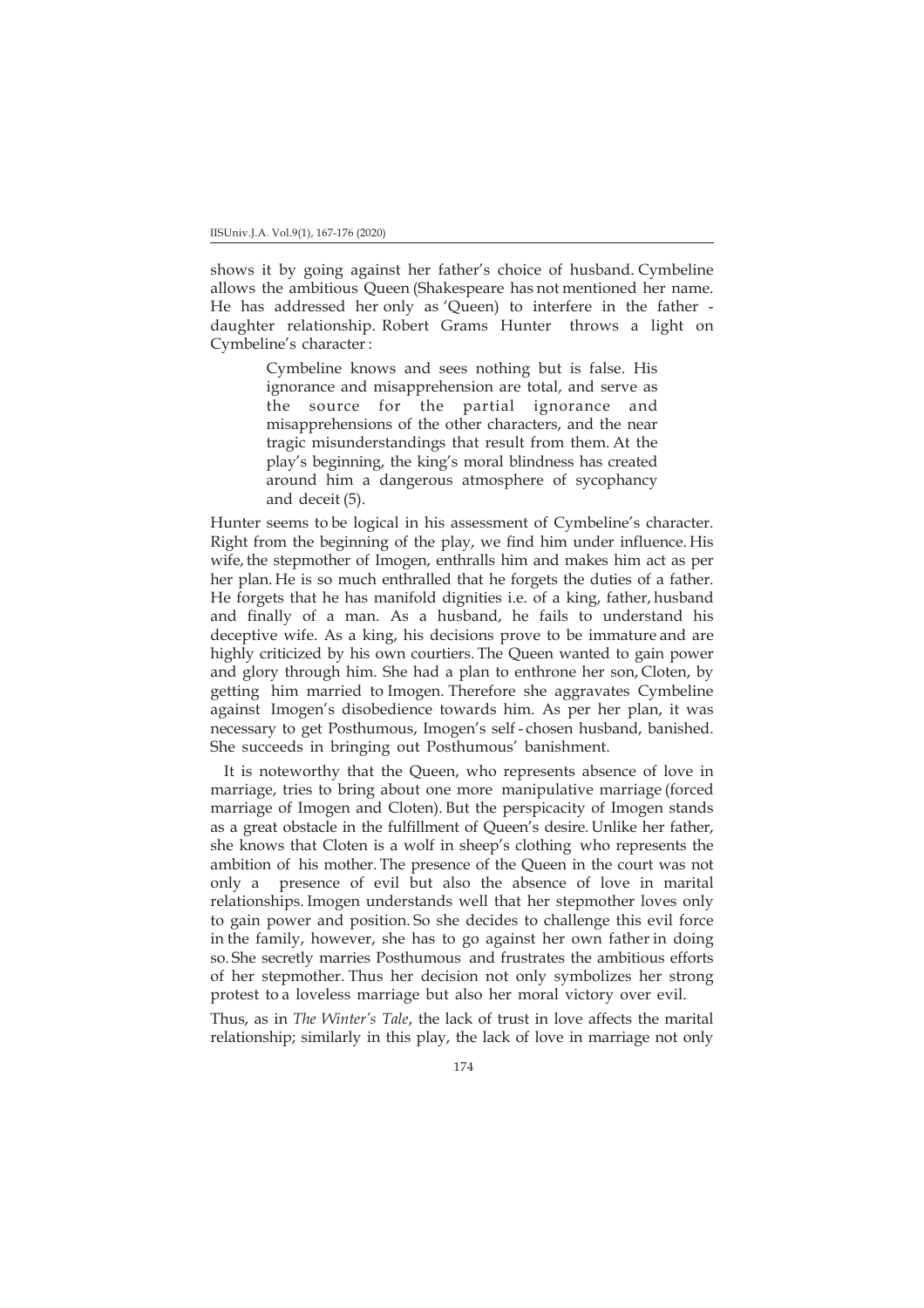shows it by going against her father's choice of husband. Cymbeline allows the ambitious Queen (Shakespeare has not mentioned her name. He has addressed her only as 'Queen) to interfere in the father - daughter relationship. Robert Grams Hunter throws a light on Cymbeline's character :

> Cymbeline knows and sees nothing but is false. His ignorance and misapprehension are total, and serve as the source for the partial ignorance and misapprehensions of the other characters, and the near tragic misunderstandings that result from them. At the play's beginning, the king's moral blindness has created around him a dangerous atmosphere of sycophancy and deceit (5).

Hunter seems to be logical in his assessment of Cymbeline's character. Right from the beginning of the play, we find him under influence. His wife, the stepmother of Imogen, enthralls him and makes him act as per her plan. He is so much enthralled that he forgets the duties of a father. He forgets that he has manifold dignities i.e. of a king, father, husband and finally of a man. As a husband, he fails to understand his deceptive wife. As a king, his decisions prove to be immature and are highly criticized by his own courtiers. The Queen wanted to gain power and glory through him. She had a plan to enthrone her son, Cloten, by getting him married to Imogen. Therefore she aggravates Cymbeline against Imogen's disobedience towards him. As per her plan, it was necessary to get Posthumous, Imogen's self - chosen husband, banished. She succeeds in bringing out Posthumous' banishment.

It is noteworthy that the Queen, who represents absence of love in marriage, tries to bring about one more manipulative marriage (forced marriage of Imogen and Cloten). But the perspicacity of Imogen stands as a great obstacle in the fulfillment of Queen's desire. Unlike her father, she knows that Cloten is a wolf in sheep's clothing who represents the ambition of his mother. The presence of the Queen in the court was not only a presence of evil but also the absence of love in marital relationships. Imogen understands well that her stepmother loves only to gain power and position. So she decides to challenge this evil force in the family, however, she has to go against her own father in doing so. She secretly marries Posthumous and frustrates the ambitious efforts of her stepmother. Thus her decision not only symbolizes her strong protest to a loveless marriage but also her moral victory over evil.

Thus, as in *The Winter's Tale*, the lack of trust in love affects the marital relationship; similarly in this play, the lack of love in marriage not only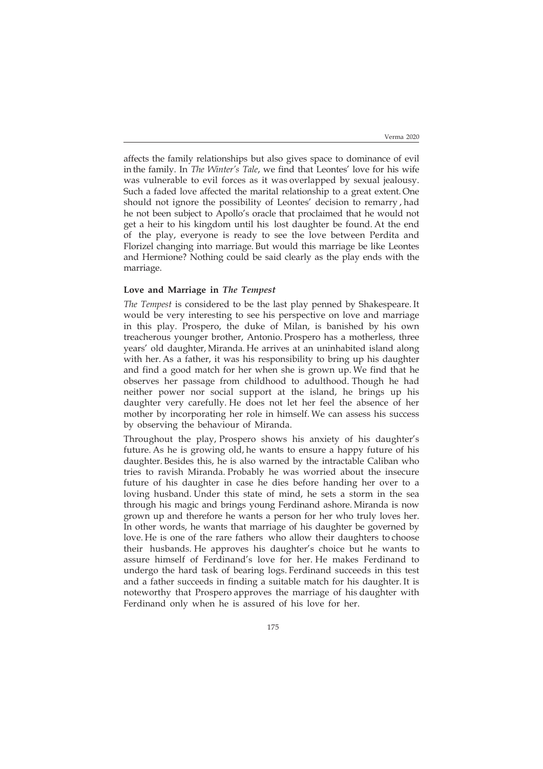affects the family relationships but also gives space to dominance of evil in the family. In *The Winter's Tale*, we find that Leontes' love for his wife was vulnerable to evil forces as it was overlapped by sexual jealousy. Such a faded love affected the marital relationship to a great extent. One should not ignore the possibility of Leontes' decision to remarry , had he not been subject to Apollo's oracle that proclaimed that he would not get a heir to his kingdom until his lost daughter be found. At the end of the play, everyone is ready to see the love between Perdita and Florizel changing into marriage. But would this marriage be like Leontes and Hermione? Nothing could be said clearly as the play ends with the marriage.

### Love and Marriage in *The Tempest*

*The Tempest* is considered to be the last play penned by Shakespeare. It would be very interesting to see his perspective on love and marriage in this play. Prospero, the duke of Milan, is banished by his own treacherous younger brother, Antonio. Prospero has a motherless, three years' old daughter, Miranda. He arrives at an uninhabited island along with her. As a father, it was his responsibility to bring up his daughter and find a good match for her when she is grown up. We find that he observes her passage from childhood to adulthood. Though he had neither power nor social support at the island, he brings up his daughter very carefully. He does not let her feel the absence of her mother by incorporating her role in himself. We can assess his success by observing the behaviour of Miranda.

Throughout the play, Prospero shows his anxiety of his daughter's future. As he is growing old, he wants to ensure a happy future of his daughter. Besides this, he is also warned by the intractable Caliban who tries to ravish Miranda. Probably he was worried about the insecure future of his daughter in case he dies before handing her over to a loving husband. Under this state of mind, he sets a storm in the sea through his magic and brings young Ferdinand ashore. Miranda is now grown up and therefore he wants a person for her who truly loves her. In other words, he wants that marriage of his daughter be governed by love. He is one of the rare fathers who allow their daughters to choose their husbands. He approves his daughter's choice but he wants to assure himself of Ferdinand's love for her. He makes Ferdinand to undergo the hard task of bearing logs. Ferdinand succeeds in this test and a father succeeds in finding a suitable match for his daughter. It is noteworthy that Prospero approves the marriage of his daughter with Ferdinand only when he is assured of his love for her.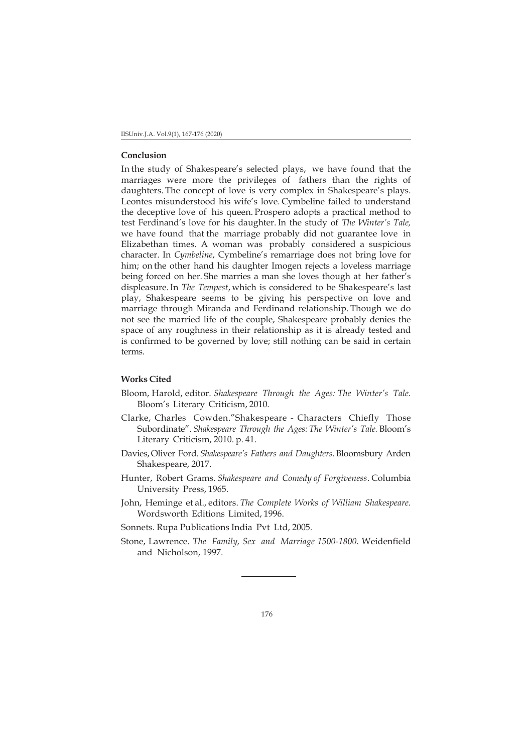## Conclusion

In the study of Shakespeare's selected plays, we have found that the marriages were more the privileges of fathers than the rights of daughters. The concept of love is very complex in Shakespeare's plays. Leontes misunderstood his wife's love. Cymbeline failed to understand the deceptive love of his queen. Prospero adopts a practical method to test Ferdinand's love for his daughter. In the study of *The Winter's Tale,* we have found that the marriage probably did not guarantee love in Elizabethan times. A woman was probably considered a suspicious character. In *Cymbeline*, Cymbeline's remarriage does not bring love for him; on the other hand his daughter Imogen rejects a loveless marriage being forced on her. She marries a man she loves though at her father's displeasure. In *The Tempest*, which is considered to be Shakespeare's last play, Shakespeare seems to be giving his perspective on love and marriage through Miranda and Ferdinand relationship. Though we do not see the married life of the couple, Shakespeare probably denies the space of any roughness in their relationship as it is already tested and is confirmed to be governed by love; still nothing can be said in certain terms.

## Works Cited

Bloom, Harold, editor. *Shakespeare Through the Ages: The Winter's Tale.* Bloom's Literary Criticism, 2010.

Clarke, Charles Cowden."Shakespeare - Characters Chiefly Those Subordinate". *Shakespeare Through the Ages: The Winter's Tale.* Bloom's Literary Criticism, 2010. p. 41.

Davies, Oliver Ford. *Shakespeare's Fathers and Daughters.* Bloomsbury Arden Shakespeare, 2017.

Hunter, Robert Grams. *Shakespeare and Comedy of Forgiveness*. Columbia University Press, 1965.

John, Heminge et al., editors. *The Complete Works of William Shakespeare.* Wordsworth Editions Limited, 1996.

Sonnets. Rupa Publications India Pvt Ltd, 2005.

Stone, Lawrence. *The Family, Sex and Marriage 1500-1800.* Weidenfield and Nicholson, 1997.